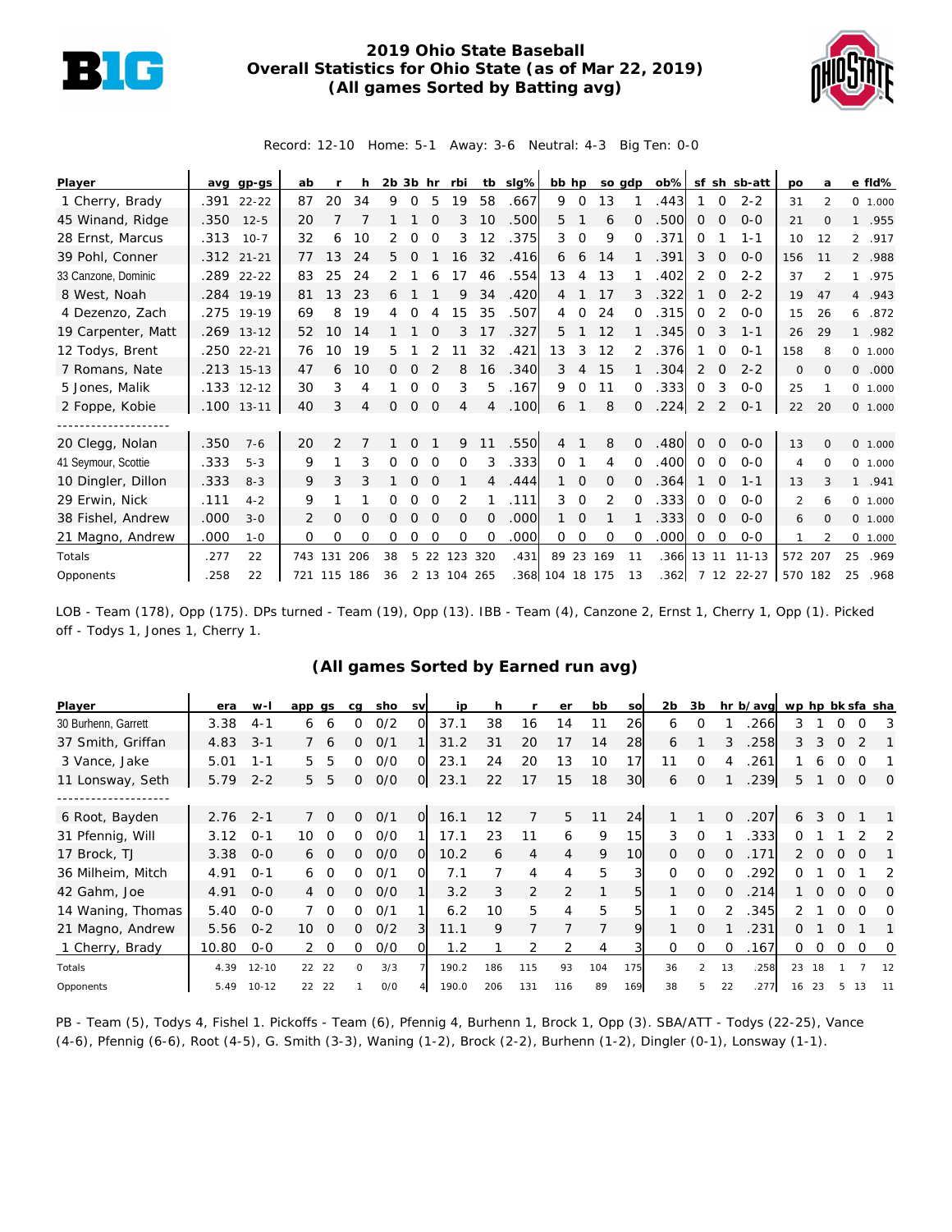# 2019 Ohio State Baseball
## Overall Statistics for Ohio State (as of Mar 22, 2019)
### (All games Sorted by Batting avg)

Record: 12-10 Home: 5-1 Away: 3-6 Neutral: 4-3 Big Ten: 0-0

| Player | avg | gp-gs | ab | r | h | 2b | 3b | hr | rbi | tb | slg% | bb | hp | so | gdp | ob% | sf | sh | sb-att | po | a | e | fld% |
|---|---|---|---|---|---|---|---|---|---|---|---|---|---|---|---|---|---|---|---|---|---|---|---|
| 1 Cherry, Brady | .391 | 22-22 | 87 | 20 | 34 | 9 | 0 | 5 | 19 | 58 | .667 | 9 | 0 | 13 | 1 | .443 | 1 | 0 | 2-2 | 31 | 2 | 0 | 1.000 |
| 45 Winand, Ridge | .350 | 12-5 | 20 | 7 | 7 | 1 | 1 | 0 | 3 | 10 | .500 | 5 | 1 | 6 | 0 | .500 | 0 | 0 | 0-0 | 21 | 0 | 1 | .955 |
| 28 Ernst, Marcus | .313 | 10-7 | 32 | 6 | 10 | 2 | 0 | 0 | 3 | 12 | .375 | 3 | 0 | 9 | 0 | .371 | 0 | 1 | 1-1 | 10 | 12 | 2 | .917 |
| 39 Pohl, Conner | .312 | 21-21 | 77 | 13 | 24 | 5 | 0 | 1 | 16 | 32 | .416 | 6 | 6 | 14 | 1 | .391 | 3 | 0 | 0-0 | 156 | 11 | 2 | .988 |
| 33 Canzone, Dominic | .289 | 22-22 | 83 | 25 | 24 | 2 | 1 | 6 | 17 | 46 | .554 | 13 | 4 | 13 | 1 | .402 | 2 | 0 | 2-2 | 37 | 2 | 1 | .975 |
| 8 West, Noah | .284 | 19-19 | 81 | 13 | 23 | 6 | 1 | 1 | 9 | 34 | .420 | 4 | 1 | 17 | 3 | .322 | 1 | 0 | 2-2 | 19 | 47 | 4 | .943 |
| 4 Dezenzo, Zach | .275 | 19-19 | 69 | 8 | 19 | 4 | 0 | 4 | 15 | 35 | .507 | 4 | 0 | 24 | 0 | .315 | 0 | 2 | 0-0 | 15 | 26 | 6 | .872 |
| 19 Carpenter, Matt | .269 | 13-12 | 52 | 10 | 14 | 1 | 1 | 0 | 3 | 17 | .327 | 5 | 1 | 12 | 1 | .345 | 0 | 3 | 1-1 | 26 | 29 | 1 | .982 |
| 12 Todys, Brent | .250 | 22-21 | 76 | 10 | 19 | 5 | 1 | 2 | 11 | 32 | .421 | 13 | 3 | 12 | 2 | .376 | 1 | 0 | 0-1 | 158 | 8 | 0 | 1.000 |
| 7 Romans, Nate | .213 | 15-13 | 47 | 6 | 10 | 0 | 0 | 2 | 8 | 16 | .340 | 3 | 4 | 15 | 1 | .304 | 2 | 0 | 2-2 | 0 | 0 | 0 | .000 |
| 5 Jones, Malik | .133 | 12-12 | 30 | 3 | 4 | 1 | 0 | 0 | 3 | 5 | .167 | 9 | 0 | 11 | 0 | .333 | 0 | 3 | 0-0 | 25 | 1 | 0 | 1.000 |
| 2 Foppe, Kobie | .100 | 13-11 | 40 | 3 | 4 | 0 | 0 | 0 | 4 | 4 | .100 | 6 | 1 | 8 | 0 | .224 | 2 | 2 | 0-1 | 22 | 20 | 0 | 1.000 |
| -------------------- | | | | | | | | | | | | | | | | | | | | | | | |
| 20 Clegg, Nolan | .350 | 7-6 | 20 | 2 | 7 | 1 | 0 | 1 | 9 | 11 | .550 | 4 | 1 | 8 | 0 | .480 | 0 | 0 | 0-0 | 13 | 0 | 0 | 1.000 |
| 41 Seymour, Scottie | .333 | 5-3 | 9 | 1 | 3 | 0 | 0 | 0 | 0 | 3 | .333 | 0 | 1 | 4 | 0 | .400 | 0 | 0 | 0-0 | 4 | 0 | 0 | 1.000 |
| 10 Dingler, Dillon | .333 | 8-3 | 9 | 3 | 3 | 1 | 0 | 0 | 1 | 4 | .444 | 1 | 0 | 0 | 0 | .364 | 1 | 0 | 1-1 | 13 | 3 | 1 | .941 |
| 29 Erwin, Nick | .111 | 4-2 | 9 | 1 | 1 | 0 | 0 | 0 | 2 | 1 | .111 | 3 | 0 | 2 | 0 | .333 | 0 | 0 | 0-0 | 2 | 6 | 0 | 1.000 |
| 38 Fishel, Andrew | .000 | 3-0 | 2 | 0 | 0 | 0 | 0 | 0 | 0 | 0 | .000 | 1 | 0 | 1 | 1 | .333 | 0 | 0 | 0-0 | 6 | 0 | 0 | 1.000 |
| 21 Magno, Andrew | .000 | 1-0 | 0 | 0 | 0 | 0 | 0 | 0 | 0 | 0 | .000 | 0 | 0 | 0 | 0 | .000 | 0 | 0 | 0-0 | 1 | 2 | 0 | 1.000 |
| Totals | .277 | 22 | 743 | 131 | 206 | 38 | 5 | 22 | 123 | 320 | .431 | 89 | 23 | 169 | 11 | .366 | 13 | 11 | 11-13 | 572 | 207 | 25 | .969 |
| Opponents | .258 | 22 | 721 | 115 | 186 | 36 | 2 | 13 | 104 | 265 | .368 | 104 | 18 | 175 | 13 | .362 | 7 | 12 | 22-27 | 570 | 182 | 25 | .968 |

LOB - Team (178), Opp (175). DPs turned - Team (19), Opp (13). IBB - Team (4), Canzone 2, Ernst 1, Cherry 1, Opp (1). Picked off - Todys 1, Jones 1, Cherry 1.

### (All games Sorted by Earned run avg)

| Player | era | w-l | app | gs | cg | sho | sv | ip | h | r | er | bb | so | 2b | 3b | hr | b/avg | wp | hp | bk | sfa | sha |
|---|---|---|---|---|---|---|---|---|---|---|---|---|---|---|---|---|---|---|---|---|---|---|
| 30 Burhenn, Garrett | 3.38 | 4-1 | 6 | 6 | 0 | 0/2 | 0 | 37.1 | 38 | 16 | 14 | 11 | 26 | 6 | 0 | 1 | .266 | 3 | 1 | 0 | 0 | 3 |
| 37 Smith, Griffan | 4.83 | 3-1 | 7 | 6 | 0 | 0/1 | 1 | 31.2 | 31 | 20 | 17 | 14 | 28 | 6 | 1 | 3 | .258 | 3 | 3 | 0 | 2 | 1 |
| 3 Vance, Jake | 5.01 | 1-1 | 5 | 5 | 0 | 0/0 | 0 | 23.1 | 24 | 20 | 13 | 10 | 17 | 11 | 0 | 4 | .261 | 1 | 6 | 0 | 0 | 1 |
| 11 Lonsway, Seth | 5.79 | 2-2 | 5 | 5 | 0 | 0/0 | 0 | 23.1 | 22 | 17 | 15 | 18 | 30 | 6 | 0 | 1 | .239 | 5 | 1 | 0 | 0 | 0 |
| -------------------- | | | | | | | | | | | | | | | | | | | | | | |
| 6 Root, Bayden | 2.76 | 2-1 | 7 | 0 | 0 | 0/1 | 0 | 16.1 | 12 | 7 | 5 | 11 | 24 | 1 | 1 | 0 | .207 | 6 | 3 | 0 | 1 | 1 |
| 31 Pfennig, Will | 3.12 | 0-1 | 10 | 0 | 0 | 0/0 | 1 | 17.1 | 23 | 11 | 6 | 9 | 15 | 3 | 0 | 1 | .333 | 0 | 1 | 1 | 2 | 2 |
| 17 Brock, TJ | 3.38 | 0-0 | 6 | 0 | 0 | 0/0 | 0 | 10.2 | 6 | 4 | 4 | 9 | 10 | 0 | 0 | 0 | .171 | 2 | 0 | 0 | 0 | 1 |
| 36 Milheim, Mitch | 4.91 | 0-1 | 6 | 0 | 0 | 0/1 | 0 | 7.1 | 7 | 4 | 4 | 5 | 3 | 0 | 0 | 0 | .292 | 0 | 1 | 0 | 1 | 2 |
| 42 Gahm, Joe | 4.91 | 0-0 | 4 | 0 | 0 | 0/0 | 1 | 3.2 | 3 | 2 | 2 | 1 | 5 | 1 | 0 | 0 | .214 | 1 | 0 | 0 | 0 | 0 |
| 14 Waning, Thomas | 5.40 | 0-0 | 7 | 0 | 0 | 0/1 | 1 | 6.2 | 10 | 5 | 4 | 5 | 5 | 1 | 0 | 2 | .345 | 2 | 1 | 0 | 0 | 0 |
| 21 Magno, Andrew | 5.56 | 0-2 | 10 | 0 | 0 | 0/2 | 3 | 11.1 | 9 | 7 | 7 | 7 | 9 | 1 | 0 | 1 | .231 | 0 | 1 | 0 | 1 | 1 |
| 1 Cherry, Brady | 10.80 | 0-0 | 2 | 0 | 0 | 0/0 | 0 | 1.2 | 1 | 2 | 2 | 4 | 3 | 0 | 0 | 0 | .167 | 0 | 0 | 0 | 0 | 0 |
| Totals | 4.39 | 12-10 | 22 | 22 | 0 | 3/3 | 7 | 190.2 | 186 | 115 | 93 | 104 | 175 | 36 | 2 | 13 | .258 | 23 | 18 | 1 | 7 | 12 |
| Opponents | 5.49 | 10-12 | 22 | 22 | 1 | 0/0 | 4 | 190.0 | 206 | 131 | 116 | 89 | 169 | 38 | 5 | 22 | .277 | 16 | 23 | 5 | 13 | 11 |

PB - Team (5), Todys 4, Fishel 1. Pickoffs - Team (6), Pfennig 4, Burhenn 1, Brock 1, Opp (3). SBA/ATT - Todys (22-25), Vance (4-6), Pfennig (6-6), Root (4-5), G. Smith (3-3), Waning (1-2), Brock (2-2), Burhenn (1-2), Dingler (0-1), Lonsway (1-1).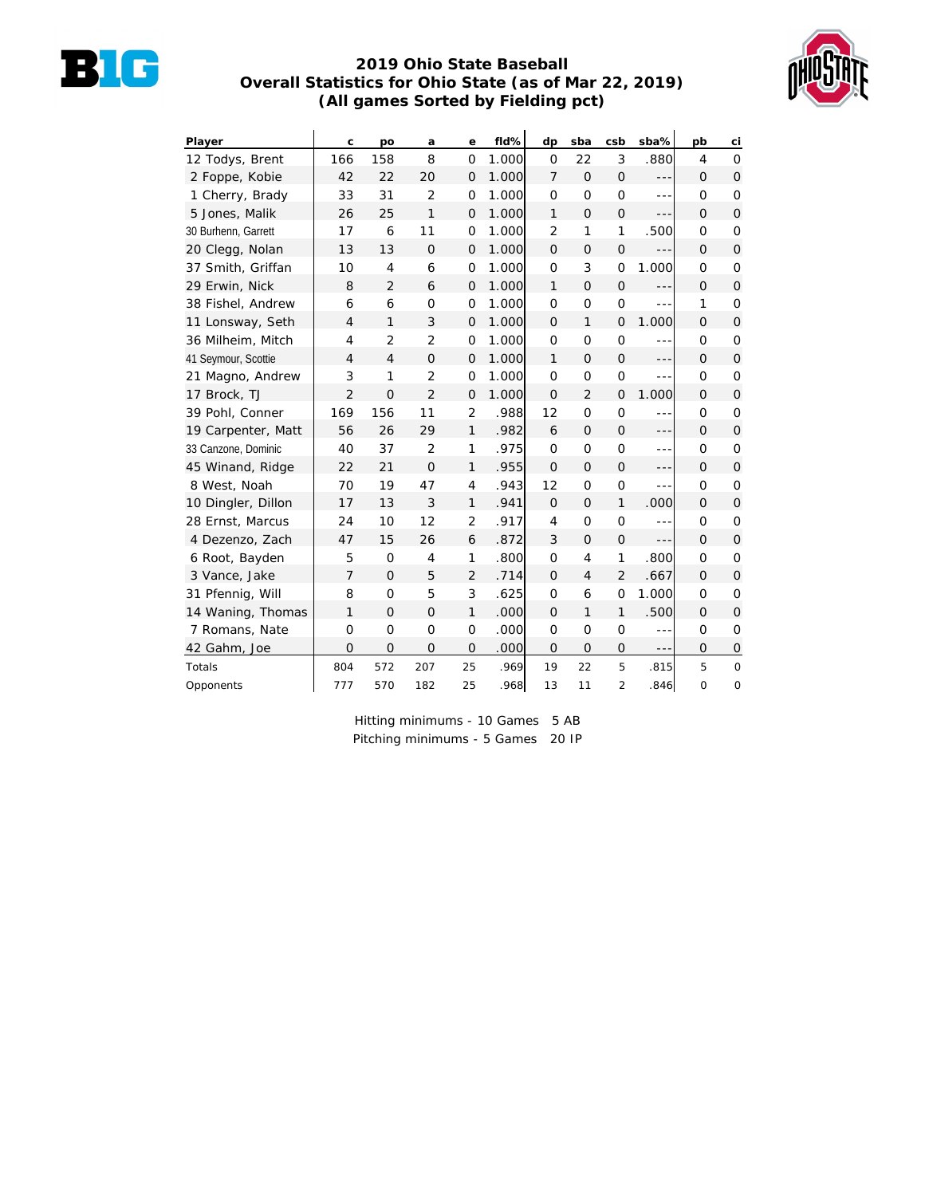## 2019 Ohio State Baseball
## Overall Statistics for Ohio State (as of Mar 22, 2019)
## (All games Sorted by Fielding pct)

| Player | c | po | a | e | fld% | dp | sba | csb | sba% | pb | ci |
|---|---|---|---|---|---|---|---|---|---|---|---|
| 12 Todys, Brent | 166 | 158 | 8 | 0 | 1.000 | 0 | 22 | 3 | .880 | 4 | 0 |
| 2 Foppe, Kobie | 42 | 22 | 20 | 0 | 1.000 | 7 | 0 | 0 | --- | 0 | 0 |
| 1 Cherry, Brady | 33 | 31 | 2 | 0 | 1.000 | 0 | 0 | 0 | --- | 0 | 0 |
| 5 Jones, Malik | 26 | 25 | 1 | 0 | 1.000 | 1 | 0 | 0 | --- | 0 | 0 |
| 30 Burhenn, Garrett | 17 | 6 | 11 | 0 | 1.000 | 2 | 1 | 1 | .500 | 0 | 0 |
| 20 Clegg, Nolan | 13 | 13 | 0 | 0 | 1.000 | 0 | 0 | 0 | --- | 0 | 0 |
| 37 Smith, Griffan | 10 | 4 | 6 | 0 | 1.000 | 0 | 3 | 0 | 1.000 | 0 | 0 |
| 29 Erwin, Nick | 8 | 2 | 6 | 0 | 1.000 | 1 | 0 | 0 | --- | 0 | 0 |
| 38 Fishel, Andrew | 6 | 6 | 0 | 0 | 1.000 | 0 | 0 | 0 | --- | 1 | 0 |
| 11 Lonsway, Seth | 4 | 1 | 3 | 0 | 1.000 | 0 | 1 | 0 | 1.000 | 0 | 0 |
| 36 Milheim, Mitch | 4 | 2 | 2 | 0 | 1.000 | 0 | 0 | 0 | --- | 0 | 0 |
| 41 Seymour, Scottie | 4 | 4 | 0 | 0 | 1.000 | 1 | 0 | 0 | --- | 0 | 0 |
| 21 Magno, Andrew | 3 | 1 | 2 | 0 | 1.000 | 0 | 0 | 0 | --- | 0 | 0 |
| 17 Brock, TJ | 2 | 0 | 2 | 0 | 1.000 | 0 | 2 | 0 | 1.000 | 0 | 0 |
| 39 Pohl, Conner | 169 | 156 | 11 | 2 | .988 | 12 | 0 | 0 | --- | 0 | 0 |
| 19 Carpenter, Matt | 56 | 26 | 29 | 1 | .982 | 6 | 0 | 0 | --- | 0 | 0 |
| 33 Canzone, Dominic | 40 | 37 | 2 | 1 | .975 | 0 | 0 | 0 | --- | 0 | 0 |
| 45 Winand, Ridge | 22 | 21 | 0 | 1 | .955 | 0 | 0 | 0 | --- | 0 | 0 |
| 8 West, Noah | 70 | 19 | 47 | 4 | .943 | 12 | 0 | 0 | --- | 0 | 0 |
| 10 Dingler, Dillon | 17 | 13 | 3 | 1 | .941 | 0 | 0 | 1 | .000 | 0 | 0 |
| 28 Ernst, Marcus | 24 | 10 | 12 | 2 | .917 | 4 | 0 | 0 | --- | 0 | 0 |
| 4 Dezenzo, Zach | 47 | 15 | 26 | 6 | .872 | 3 | 0 | 0 | --- | 0 | 0 |
| 6 Root, Bayden | 5 | 0 | 4 | 1 | .800 | 0 | 4 | 1 | .800 | 0 | 0 |
| 3 Vance, Jake | 7 | 0 | 5 | 2 | .714 | 0 | 4 | 2 | .667 | 0 | 0 |
| 31 Pfennig, Will | 8 | 0 | 5 | 3 | .625 | 0 | 6 | 0 | 1.000 | 0 | 0 |
| 14 Waning, Thomas | 1 | 0 | 0 | 1 | .000 | 0 | 1 | 1 | .500 | 0 | 0 |
| 7 Romans, Nate | 0 | 0 | 0 | 0 | .000 | 0 | 0 | 0 | --- | 0 | 0 |
| 42 Gahm, Joe | 0 | 0 | 0 | 0 | .000 | 0 | 0 | 0 | --- | 0 | 0 |
| Totals | 804 | 572 | 207 | 25 | .969 | 19 | 22 | 5 | .815 | 5 | 0 |
| Opponents | 777 | 570 | 182 | 25 | .968 | 13 | 11 | 2 | .846 | 0 | 0 |

Hitting minimums - 10 Games 5 AB
Pitching minimums - 5 Games 20 IP